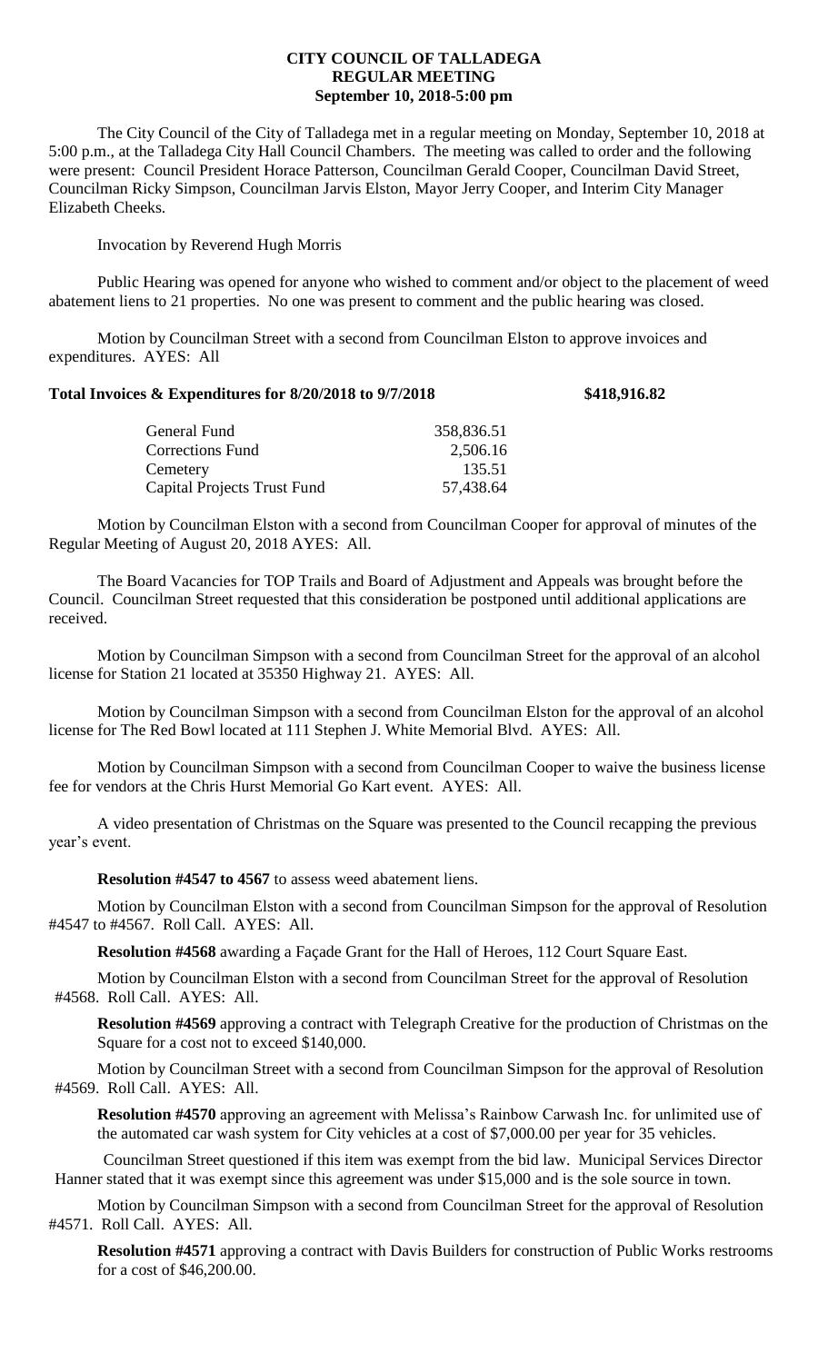# CITY COUNCIL OF TALLADEGA
## REGULAR MEETING
### September 10, 2018-5:00 pm

The City Council of the City of Talladega met in a regular meeting on Monday, September 10, 2018 at 5:00 p.m., at the Talladega City Hall Council Chambers. The meeting was called to order and the following were present: Council President Horace Patterson, Councilman Gerald Cooper, Councilman David Street, Councilman Ricky Simpson, Councilman Jarvis Elston, Mayor Jerry Cooper, and Interim City Manager Elizabeth Cheeks.

Invocation by Reverend Hugh Morris

Public Hearing was opened for anyone who wished to comment and/or object to the placement of weed abatement liens to 21 properties. No one was present to comment and the public hearing was closed.

Motion by Councilman Street with a second from Councilman Elston to approve invoices and expenditures. AYES: All

**Total Invoices & Expenditures for 8/20/2018 to 9/7/2018 $418,916.82**

| | |
|---|---|
| General Fund | 358,836.51 |
| Corrections Fund | 2,506.16 |
| Cemetery | 135.51 |
| Capital Projects Trust Fund | 57,438.64 |

Motion by Councilman Elston with a second from Councilman Cooper for approval of minutes of the Regular Meeting of August 20, 2018 AYES: All.

The Board Vacancies for TOP Trails and Board of Adjustment and Appeals was brought before the Council. Councilman Street requested that this consideration be postponed until additional applications are received.

Motion by Councilman Simpson with a second from Councilman Street for the approval of an alcohol license for Station 21 located at 35350 Highway 21. AYES: All.

Motion by Councilman Simpson with a second from Councilman Elston for the approval of an alcohol license for The Red Bowl located at 111 Stephen J. White Memorial Blvd. AYES: All.

Motion by Councilman Simpson with a second from Councilman Cooper to waive the business license fee for vendors at the Chris Hurst Memorial Go Kart event. AYES: All.

A video presentation of Christmas on the Square was presented to the Council recapping the previous year's event.

**Resolution #4547 to 4567** to assess weed abatement liens.

Motion by Councilman Elston with a second from Councilman Simpson for the approval of Resolution #4547 to #4567. Roll Call. AYES: All.

**Resolution #4568** awarding a Façade Grant for the Hall of Heroes, 112 Court Square East.

Motion by Councilman Elston with a second from Councilman Street for the approval of Resolution #4568. Roll Call. AYES: All.

**Resolution #4569** approving a contract with Telegraph Creative for the production of Christmas on the Square for a cost not to exceed $140,000.

Motion by Councilman Street with a second from Councilman Simpson for the approval of Resolution #4569. Roll Call. AYES: All.

**Resolution #4570** approving an agreement with Melissa's Rainbow Carwash Inc. for unlimited use of the automated car wash system for City vehicles at a cost of $7,000.00 per year for 35 vehicles.

Councilman Street questioned if this item was exempt from the bid law. Municipal Services Director Hanner stated that it was exempt since this agreement was under $15,000 and is the sole source in town.

Motion by Councilman Simpson with a second from Councilman Street for the approval of Resolution #4571. Roll Call. AYES: All.

**Resolution #4571** approving a contract with Davis Builders for construction of Public Works restrooms for a cost of $46,200.00.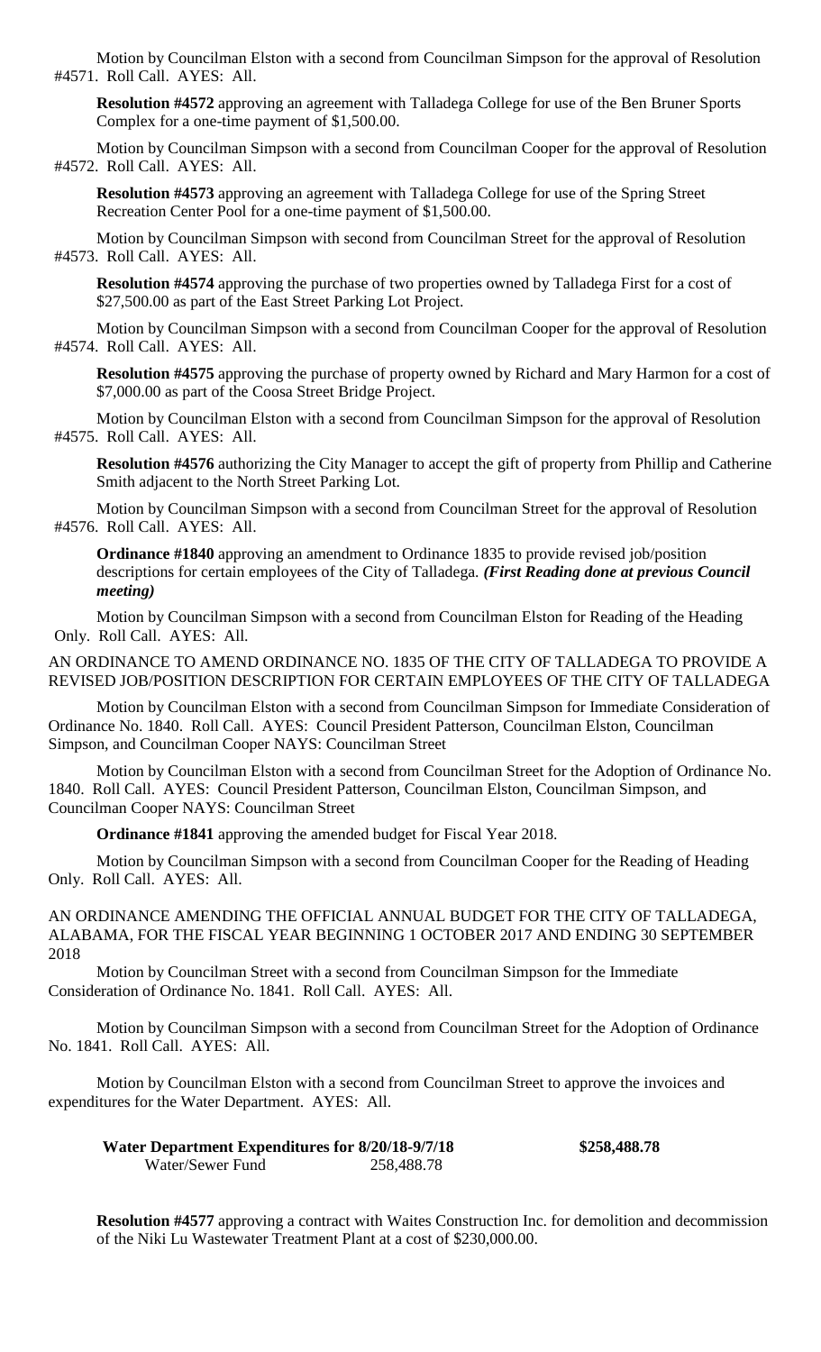Motion by Councilman Elston with a second from Councilman Simpson for the approval of Resolution #4571. Roll Call. AYES: All.

**Resolution #4572** approving an agreement with Talladega College for use of the Ben Bruner Sports Complex for a one-time payment of $1,500.00.

Motion by Councilman Simpson with a second from Councilman Cooper for the approval of Resolution #4572. Roll Call. AYES: All.

**Resolution #4573** approving an agreement with Talladega College for use of the Spring Street Recreation Center Pool for a one-time payment of $1,500.00.

Motion by Councilman Simpson with second from Councilman Street for the approval of Resolution #4573. Roll Call. AYES: All.

**Resolution #4574** approving the purchase of two properties owned by Talladega First for a cost of $27,500.00 as part of the East Street Parking Lot Project.

Motion by Councilman Simpson with a second from Councilman Cooper for the approval of Resolution #4574. Roll Call. AYES: All.

**Resolution #4575** approving the purchase of property owned by Richard and Mary Harmon for a cost of $7,000.00 as part of the Coosa Street Bridge Project.

Motion by Councilman Elston with a second from Councilman Simpson for the approval of Resolution #4575. Roll Call. AYES: All.

**Resolution #4576** authorizing the City Manager to accept the gift of property from Phillip and Catherine Smith adjacent to the North Street Parking Lot.

Motion by Councilman Simpson with a second from Councilman Street for the approval of Resolution #4576. Roll Call. AYES: All.

**Ordinance #1840** approving an amendment to Ordinance 1835 to provide revised job/position descriptions for certain employees of the City of Talladega. ***(First Reading done at previous Council meeting)***

Motion by Councilman Simpson with a second from Councilman Elston for Reading of the Heading Only. Roll Call. AYES: All.

AN ORDINANCE TO AMEND ORDINANCE NO. 1835 OF THE CITY OF TALLADEGA TO PROVIDE A REVISED JOB/POSITION DESCRIPTION FOR CERTAIN EMPLOYEES OF THE CITY OF TALLADEGA

Motion by Councilman Elston with a second from Councilman Simpson for Immediate Consideration of Ordinance No. 1840. Roll Call. AYES: Council President Patterson, Councilman Elston, Councilman Simpson, and Councilman Cooper NAYS: Councilman Street

Motion by Councilman Elston with a second from Councilman Street for the Adoption of Ordinance No. 1840. Roll Call. AYES: Council President Patterson, Councilman Elston, Councilman Simpson, and Councilman Cooper NAYS: Councilman Street

**Ordinance #1841** approving the amended budget for Fiscal Year 2018.

Motion by Councilman Simpson with a second from Councilman Cooper for the Reading of Heading Only. Roll Call. AYES: All.

AN ORDINANCE AMENDING THE OFFICIAL ANNUAL BUDGET FOR THE CITY OF TALLADEGA, ALABAMA, FOR THE FISCAL YEAR BEGINNING 1 OCTOBER 2017 AND ENDING 30 SEPTEMBER 2018

Motion by Councilman Street with a second from Councilman Simpson for the Immediate Consideration of Ordinance No. 1841. Roll Call. AYES: All.

Motion by Councilman Simpson with a second from Councilman Street for the Adoption of Ordinance No. 1841. Roll Call. AYES: All.

Motion by Councilman Elston with a second from Councilman Street to approve the invoices and expenditures for the Water Department. AYES: All.

| **Water Department Expenditures for 8/20/18-9/7/18** | | **$258,488.78** |
|---|---|---|
| Water/Sewer Fund | 258,488.78 | |

**Resolution #4577** approving a contract with Waites Construction Inc. for demolition and decommission of the Niki Lu Wastewater Treatment Plant at a cost of $230,000.00.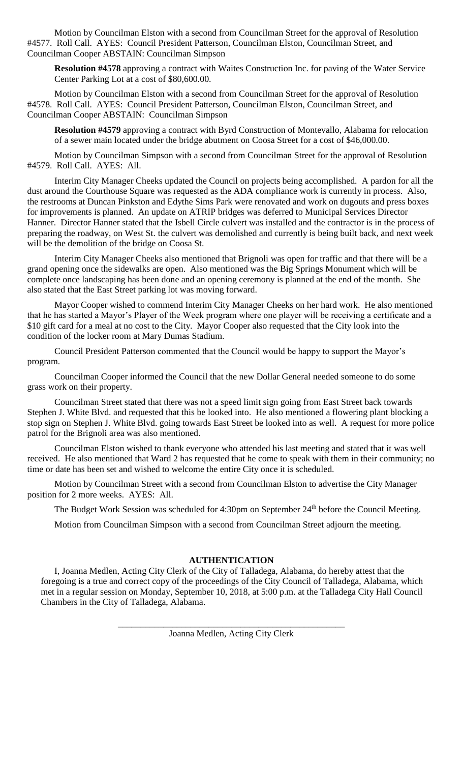Motion by Councilman Elston with a second from Councilman Street for the approval of Resolution #4577. Roll Call. AYES: Council President Patterson, Councilman Elston, Councilman Street, and Councilman Cooper ABSTAIN: Councilman Simpson

**Resolution #4578** approving a contract with Waites Construction Inc. for paving of the Water Service Center Parking Lot at a cost of $80,600.00.

Motion by Councilman Elston with a second from Councilman Street for the approval of Resolution #4578. Roll Call. AYES: Council President Patterson, Councilman Elston, Councilman Street, and Councilman Cooper ABSTAIN: Councilman Simpson

**Resolution #4579** approving a contract with Byrd Construction of Montevallo, Alabama for relocation of a sewer main located under the bridge abutment on Coosa Street for a cost of $46,000.00.

Motion by Councilman Simpson with a second from Councilman Street for the approval of Resolution #4579. Roll Call. AYES: All.

Interim City Manager Cheeks updated the Council on projects being accomplished. A pardon for all the dust around the Courthouse Square was requested as the ADA compliance work is currently in process. Also, the restrooms at Duncan Pinkston and Edythe Sims Park were renovated and work on dugouts and press boxes for improvements is planned. An update on ATRIP bridges was deferred to Municipal Services Director Hanner. Director Hanner stated that the Isbell Circle culvert was installed and the contractor is in the process of preparing the roadway, on West St. the culvert was demolished and currently is being built back, and next week will be the demolition of the bridge on Coosa St.

Interim City Manager Cheeks also mentioned that Brignoli was open for traffic and that there will be a grand opening once the sidewalks are open. Also mentioned was the Big Springs Monument which will be complete once landscaping has been done and an opening ceremony is planned at the end of the month. She also stated that the East Street parking lot was moving forward.

Mayor Cooper wished to commend Interim City Manager Cheeks on her hard work. He also mentioned that he has started a Mayor's Player of the Week program where one player will be receiving a certificate and a $10 gift card for a meal at no cost to the City. Mayor Cooper also requested that the City look into the condition of the locker room at Mary Dumas Stadium.

Council President Patterson commented that the Council would be happy to support the Mayor's program.

Councilman Cooper informed the Council that the new Dollar General needed someone to do some grass work on their property.

Councilman Street stated that there was not a speed limit sign going from East Street back towards Stephen J. White Blvd. and requested that this be looked into. He also mentioned a flowering plant blocking a stop sign on Stephen J. White Blvd. going towards East Street be looked into as well. A request for more police patrol for the Brignoli area was also mentioned.

Councilman Elston wished to thank everyone who attended his last meeting and stated that it was well received. He also mentioned that Ward 2 has requested that he come to speak with them in their community; no time or date has been set and wished to welcome the entire City once it is scheduled.

Motion by Councilman Street with a second from Councilman Elston to advertise the City Manager position for 2 more weeks. AYES: All.

The Budget Work Session was scheduled for 4:30pm on September 24th before the Council Meeting.

Motion from Councilman Simpson with a second from Councilman Street adjourn the meeting.

## AUTHENTICATION

I, Joanna Medlen, Acting City Clerk of the City of Talladega, Alabama, do hereby attest that the foregoing is a true and correct copy of the proceedings of the City Council of Talladega, Alabama, which met in a regular session on Monday, September 10, 2018, at 5:00 p.m. at the Talladega City Hall Council Chambers in the City of Talladega, Alabama.

\_\_\_\_\_\_\_\_\_\_\_\_\_\_\_\_\_\_\_\_\_\_\_\_\_\_\_\_\_\_\_\_\_\_\_\_\_\_\_\_\_\_\_\_\_\_\_\_\_\_

Joanna Medlen, Acting City Clerk